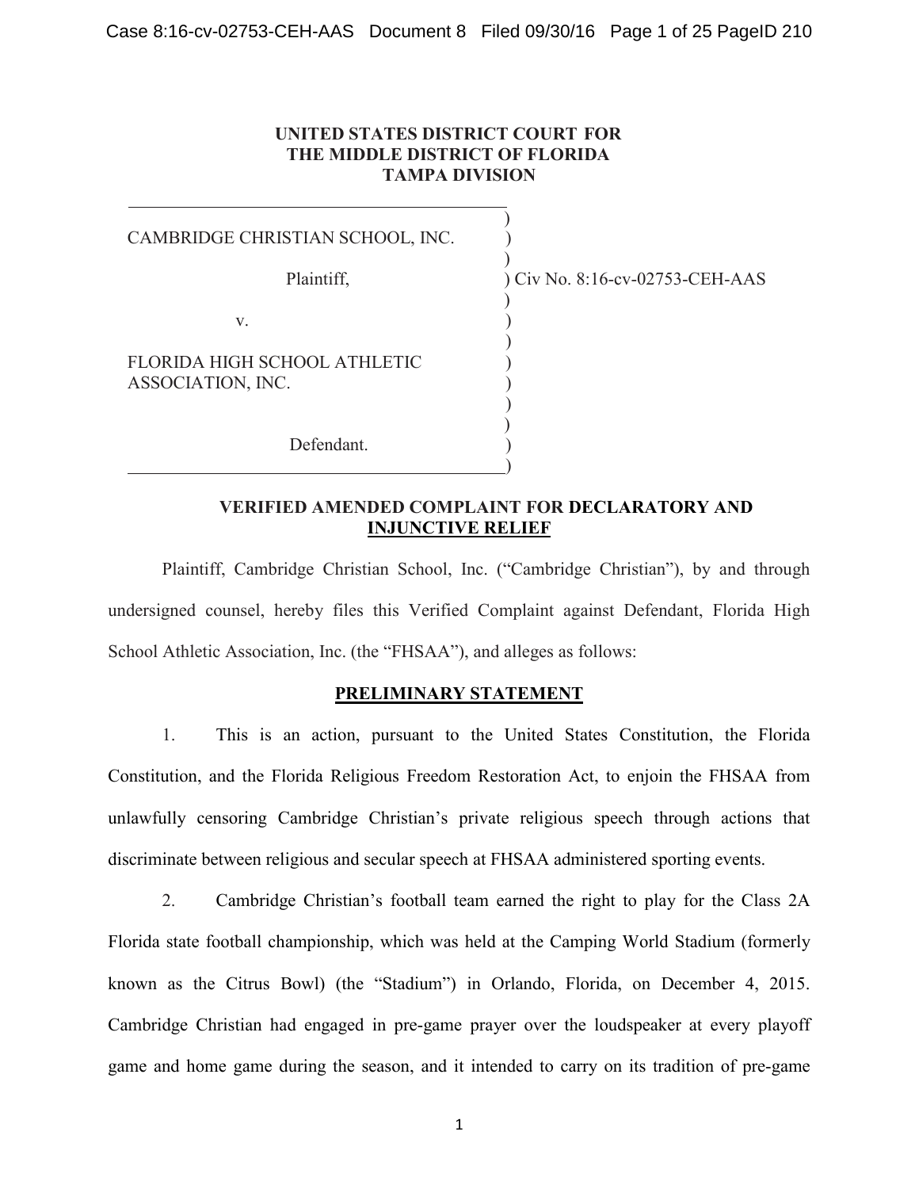**UNITED STATES DISTRICT COURT FOR THE MIDDLE DISTRICT OF FLORIDA TAMPA DIVISION**

| | |
|---|---|
| CAMBRIDGE CHRISTIAN SCHOOL, INC.<br><br>Plaintiff,<br><br>v.<br><br>FLORIDA HIGH SCHOOL ATHLETIC ASSOCIATION, INC.<br><br>Defendant. | Civ No. 8:16-cv-02753-CEH-AAS |

**VERIFIED AMENDED COMPLAINT FOR DECLARATORY AND INJUNCTIVE RELIEF**

Plaintiff, Cambridge Christian School, Inc. ("Cambridge Christian"), by and through undersigned counsel, hereby files this Verified Complaint against Defendant, Florida High School Athletic Association, Inc. (the "FHSAA"), and alleges as follows:

## PRELIMINARY STATEMENT

1. This is an action, pursuant to the United States Constitution, the Florida Constitution, and the Florida Religious Freedom Restoration Act, to enjoin the FHSAA from unlawfully censoring Cambridge Christian's private religious speech through actions that discriminate between religious and secular speech at FHSAA administered sporting events.

2. Cambridge Christian's football team earned the right to play for the Class 2A Florida state football championship, which was held at the Camping World Stadium (formerly known as the Citrus Bowl) (the "Stadium") in Orlando, Florida, on December 4, 2015. Cambridge Christian had engaged in pre-game prayer over the loudspeaker at every playoff game and home game during the season, and it intended to carry on its tradition of pre-game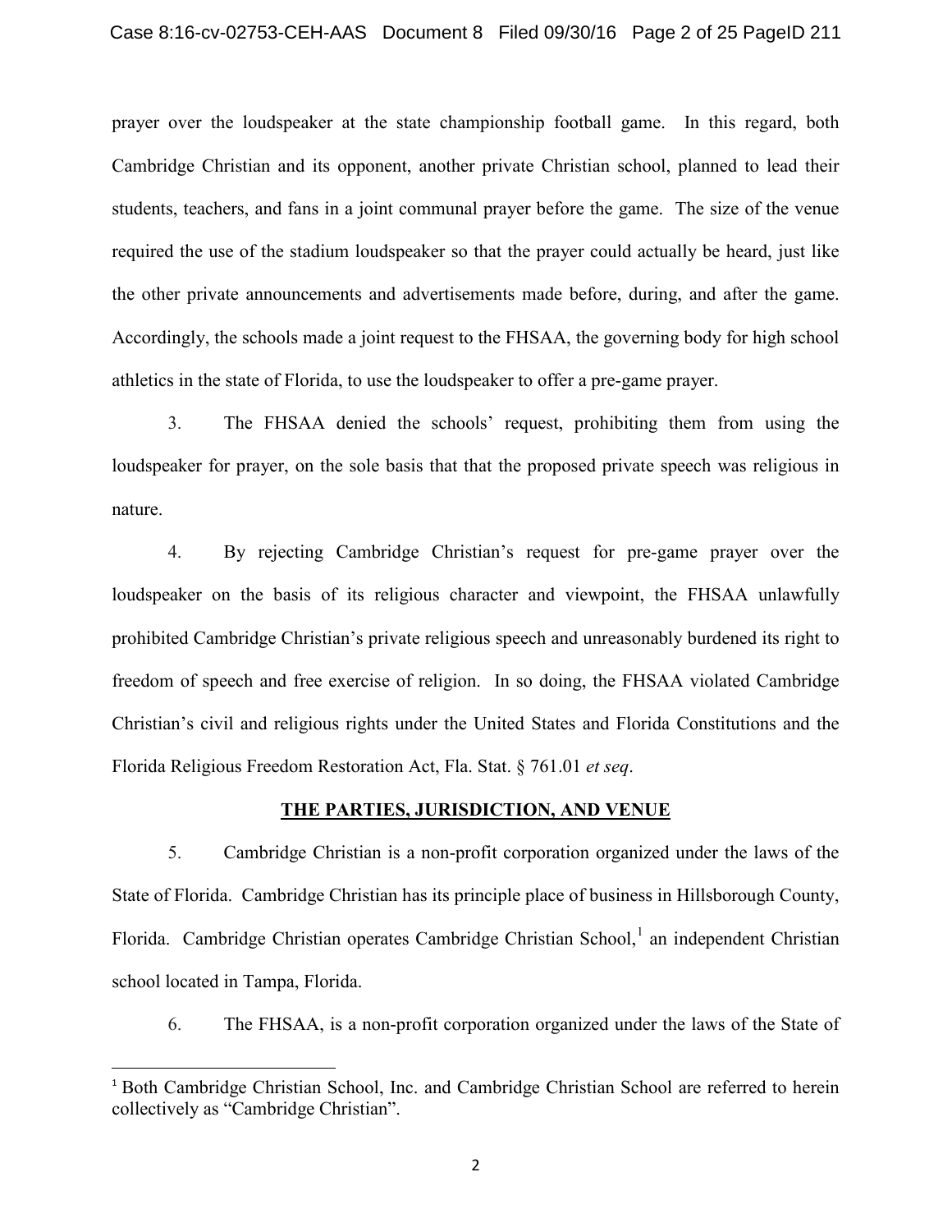prayer over the loudspeaker at the state championship football game. In this regard, both Cambridge Christian and its opponent, another private Christian school, planned to lead their students, teachers, and fans in a joint communal prayer before the game. The size of the venue required the use of the stadium loudspeaker so that the prayer could actually be heard, just like the other private announcements and advertisements made before, during, and after the game. Accordingly, the schools made a joint request to the FHSAA, the governing body for high school athletics in the state of Florida, to use the loudspeaker to offer a pre-game prayer.

3. The FHSAA denied the schools' request, prohibiting them from using the loudspeaker for prayer, on the sole basis that that the proposed private speech was religious in nature.

4. By rejecting Cambridge Christian's request for pre-game prayer over the loudspeaker on the basis of its religious character and viewpoint, the FHSAA unlawfully prohibited Cambridge Christian's private religious speech and unreasonably burdened its right to freedom of speech and free exercise of religion. In so doing, the FHSAA violated Cambridge Christian's civil and religious rights under the United States and Florida Constitutions and the Florida Religious Freedom Restoration Act, Fla. Stat. § 761.01 *et seq*.

## THE PARTIES, JURISDICTION, AND VENUE

5. Cambridge Christian is a non-profit corporation organized under the laws of the State of Florida. Cambridge Christian has its principle place of business in Hillsborough County, Florida. Cambridge Christian operates Cambridge Christian School,[1] an independent Christian school located in Tampa, Florida.

6. The FHSAA, is a non-profit corporation organized under the laws of the State of

[1] Both Cambridge Christian School, Inc. and Cambridge Christian School are referred to herein collectively as "Cambridge Christian".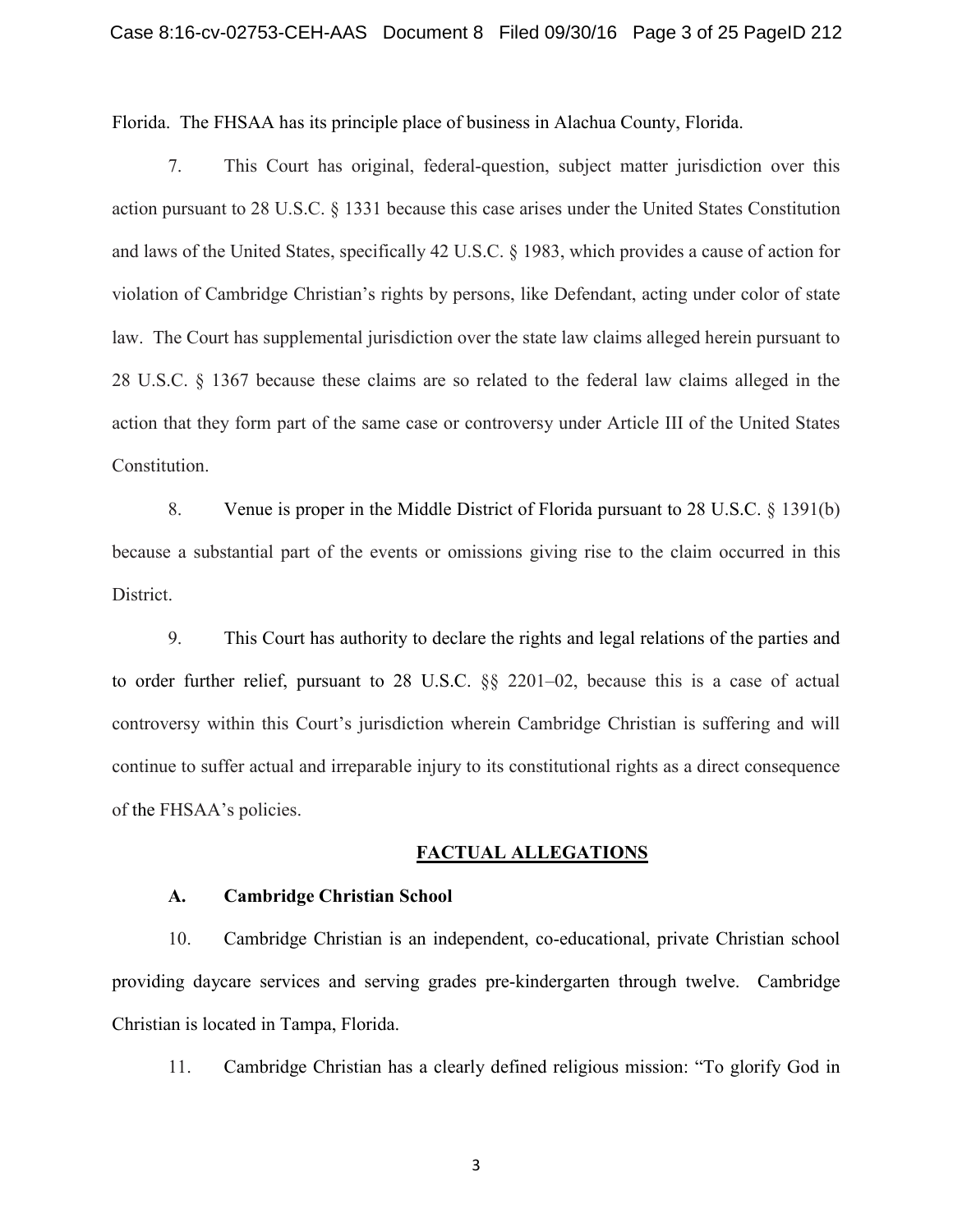Florida. The FHSAA has its principle place of business in Alachua County, Florida.

7. This Court has original, federal-question, subject matter jurisdiction over this action pursuant to 28 U.S.C. § 1331 because this case arises under the United States Constitution and laws of the United States, specifically 42 U.S.C. § 1983, which provides a cause of action for violation of Cambridge Christian's rights by persons, like Defendant, acting under color of state law. The Court has supplemental jurisdiction over the state law claims alleged herein pursuant to 28 U.S.C. § 1367 because these claims are so related to the federal law claims alleged in the action that they form part of the same case or controversy under Article III of the United States Constitution.

8. Venue is proper in the Middle District of Florida pursuant to 28 U.S.C. § 1391(b) because a substantial part of the events or omissions giving rise to the claim occurred in this District.

9. This Court has authority to declare the rights and legal relations of the parties and to order further relief, pursuant to 28 U.S.C. §§ 2201–02, because this is a case of actual controversy within this Court's jurisdiction wherein Cambridge Christian is suffering and will continue to suffer actual and irreparable injury to its constitutional rights as a direct consequence of the FHSAA's policies.

## FACTUAL ALLEGATIONS

### A. Cambridge Christian School

10. Cambridge Christian is an independent, co-educational, private Christian school providing daycare services and serving grades pre-kindergarten through twelve. Cambridge Christian is located in Tampa, Florida.

11. Cambridge Christian has a clearly defined religious mission: "To glorify God in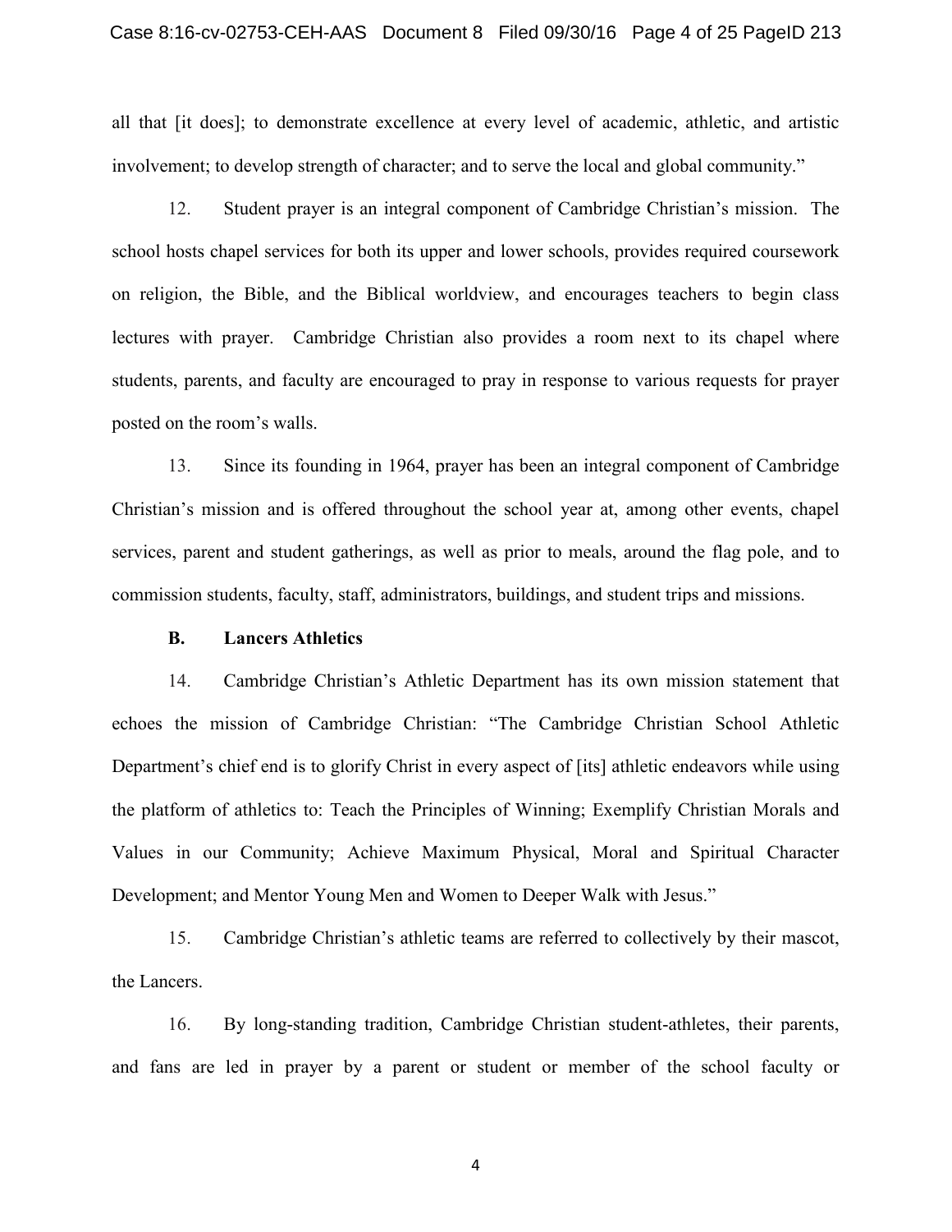all that [it does]; to demonstrate excellence at every level of academic, athletic, and artistic involvement; to develop strength of character; and to serve the local and global community."

12. Student prayer is an integral component of Cambridge Christian's mission. The school hosts chapel services for both its upper and lower schools, provides required coursework on religion, the Bible, and the Biblical worldview, and encourages teachers to begin class lectures with prayer. Cambridge Christian also provides a room next to its chapel where students, parents, and faculty are encouraged to pray in response to various requests for prayer posted on the room's walls.

13. Since its founding in 1964, prayer has been an integral component of Cambridge Christian's mission and is offered throughout the school year at, among other events, chapel services, parent and student gatherings, as well as prior to meals, around the flag pole, and to commission students, faculty, staff, administrators, buildings, and student trips and missions.

### B. Lancers Athletics

14. Cambridge Christian's Athletic Department has its own mission statement that echoes the mission of Cambridge Christian: "The Cambridge Christian School Athletic Department's chief end is to glorify Christ in every aspect of [its] athletic endeavors while using the platform of athletics to: Teach the Principles of Winning; Exemplify Christian Morals and Values in our Community; Achieve Maximum Physical, Moral and Spiritual Character Development; and Mentor Young Men and Women to Deeper Walk with Jesus."

15. Cambridge Christian's athletic teams are referred to collectively by their mascot, the Lancers.

16. By long-standing tradition, Cambridge Christian student-athletes, their parents, and fans are led in prayer by a parent or student or member of the school faculty or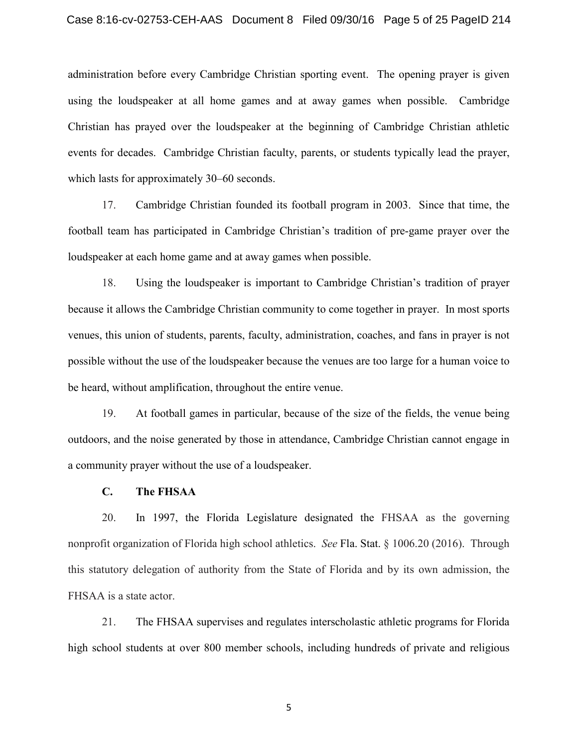administration before every Cambridge Christian sporting event. The opening prayer is given using the loudspeaker at all home games and at away games when possible. Cambridge Christian has prayed over the loudspeaker at the beginning of Cambridge Christian athletic events for decades. Cambridge Christian faculty, parents, or students typically lead the prayer, which lasts for approximately 30–60 seconds.

17. Cambridge Christian founded its football program in 2003. Since that time, the football team has participated in Cambridge Christian's tradition of pre-game prayer over the loudspeaker at each home game and at away games when possible.

18. Using the loudspeaker is important to Cambridge Christian's tradition of prayer because it allows the Cambridge Christian community to come together in prayer. In most sports venues, this union of students, parents, faculty, administration, coaches, and fans in prayer is not possible without the use of the loudspeaker because the venues are too large for a human voice to be heard, without amplification, throughout the entire venue.

19. At football games in particular, because of the size of the fields, the venue being outdoors, and the noise generated by those in attendance, Cambridge Christian cannot engage in a community prayer without the use of a loudspeaker.

### C. The FHSAA

20. In 1997, the Florida Legislature designated the FHSAA as the governing nonprofit organization of Florida high school athletics. *See* Fla. Stat. § 1006.20 (2016). Through this statutory delegation of authority from the State of Florida and by its own admission, the FHSAA is a state actor.

21. The FHSAA supervises and regulates interscholastic athletic programs for Florida high school students at over 800 member schools, including hundreds of private and religious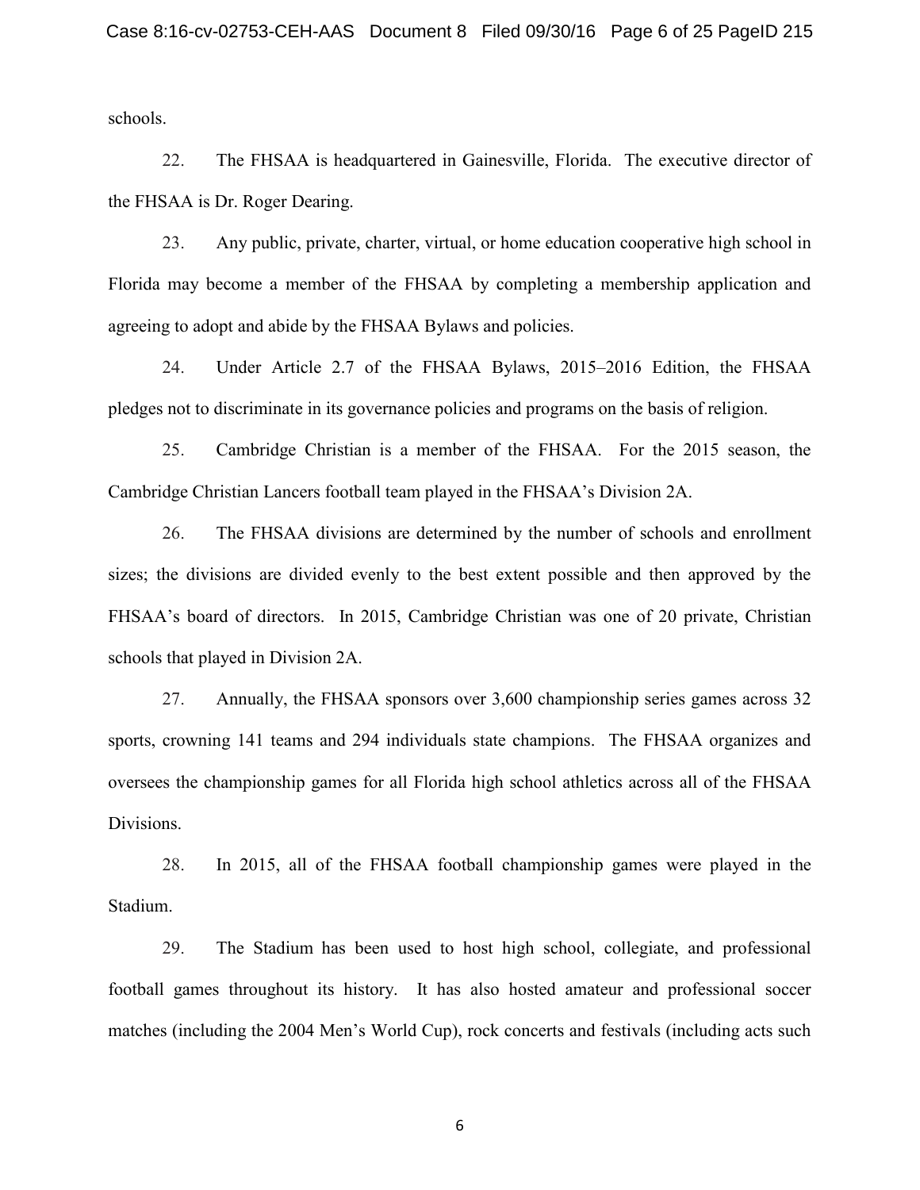schools.

22. The FHSAA is headquartered in Gainesville, Florida. The executive director of the FHSAA is Dr. Roger Dearing.

23. Any public, private, charter, virtual, or home education cooperative high school in Florida may become a member of the FHSAA by completing a membership application and agreeing to adopt and abide by the FHSAA Bylaws and policies.

24. Under Article 2.7 of the FHSAA Bylaws, 2015–2016 Edition, the FHSAA pledges not to discriminate in its governance policies and programs on the basis of religion.

25. Cambridge Christian is a member of the FHSAA. For the 2015 season, the Cambridge Christian Lancers football team played in the FHSAA's Division 2A.

26. The FHSAA divisions are determined by the number of schools and enrollment sizes; the divisions are divided evenly to the best extent possible and then approved by the FHSAA's board of directors. In 2015, Cambridge Christian was one of 20 private, Christian schools that played in Division 2A.

27. Annually, the FHSAA sponsors over 3,600 championship series games across 32 sports, crowning 141 teams and 294 individuals state champions. The FHSAA organizes and oversees the championship games for all Florida high school athletics across all of the FHSAA Divisions.

28. In 2015, all of the FHSAA football championship games were played in the Stadium.

29. The Stadium has been used to host high school, collegiate, and professional football games throughout its history. It has also hosted amateur and professional soccer matches (including the 2004 Men's World Cup), rock concerts and festivals (including acts such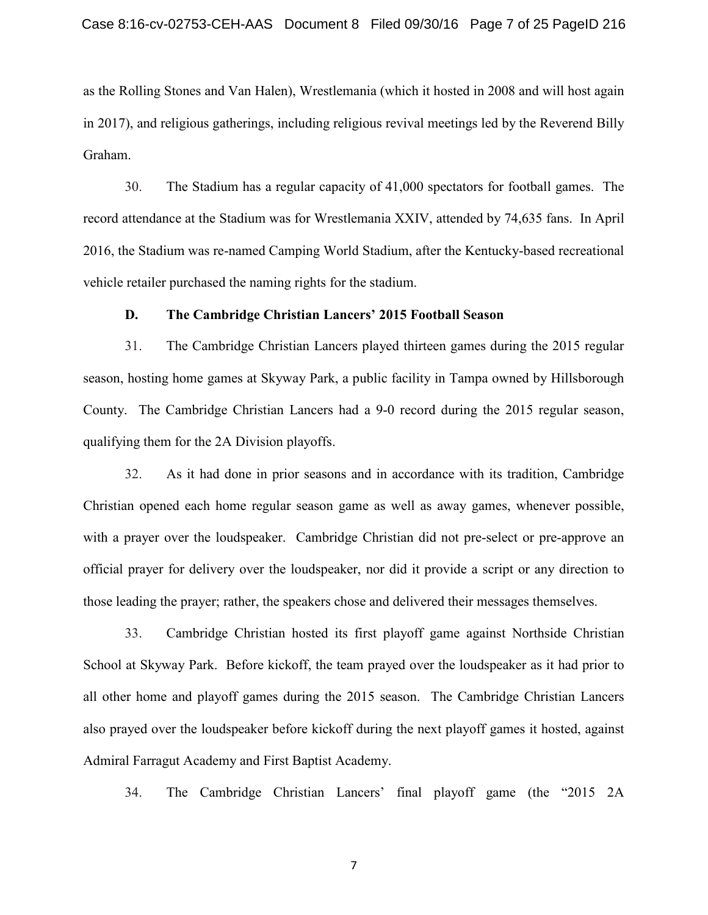as the Rolling Stones and Van Halen), Wrestlemania (which it hosted in 2008 and will host again in 2017), and religious gatherings, including religious revival meetings led by the Reverend Billy Graham.

30. The Stadium has a regular capacity of 41,000 spectators for football games. The record attendance at the Stadium was for Wrestlemania XXIV, attended by 74,635 fans. In April 2016, the Stadium was re-named Camping World Stadium, after the Kentucky-based recreational vehicle retailer purchased the naming rights for the stadium.

**D. The Cambridge Christian Lancers' 2015 Football Season**

31. The Cambridge Christian Lancers played thirteen games during the 2015 regular season, hosting home games at Skyway Park, a public facility in Tampa owned by Hillsborough County. The Cambridge Christian Lancers had a 9-0 record during the 2015 regular season, qualifying them for the 2A Division playoffs.

32. As it had done in prior seasons and in accordance with its tradition, Cambridge Christian opened each home regular season game as well as away games, whenever possible, with a prayer over the loudspeaker. Cambridge Christian did not pre-select or pre-approve an official prayer for delivery over the loudspeaker, nor did it provide a script or any direction to those leading the prayer; rather, the speakers chose and delivered their messages themselves.

33. Cambridge Christian hosted its first playoff game against Northside Christian School at Skyway Park. Before kickoff, the team prayed over the loudspeaker as it had prior to all other home and playoff games during the 2015 season. The Cambridge Christian Lancers also prayed over the loudspeaker before kickoff during the next playoff games it hosted, against Admiral Farragut Academy and First Baptist Academy.

34. The Cambridge Christian Lancers' final playoff game (the "2015 2A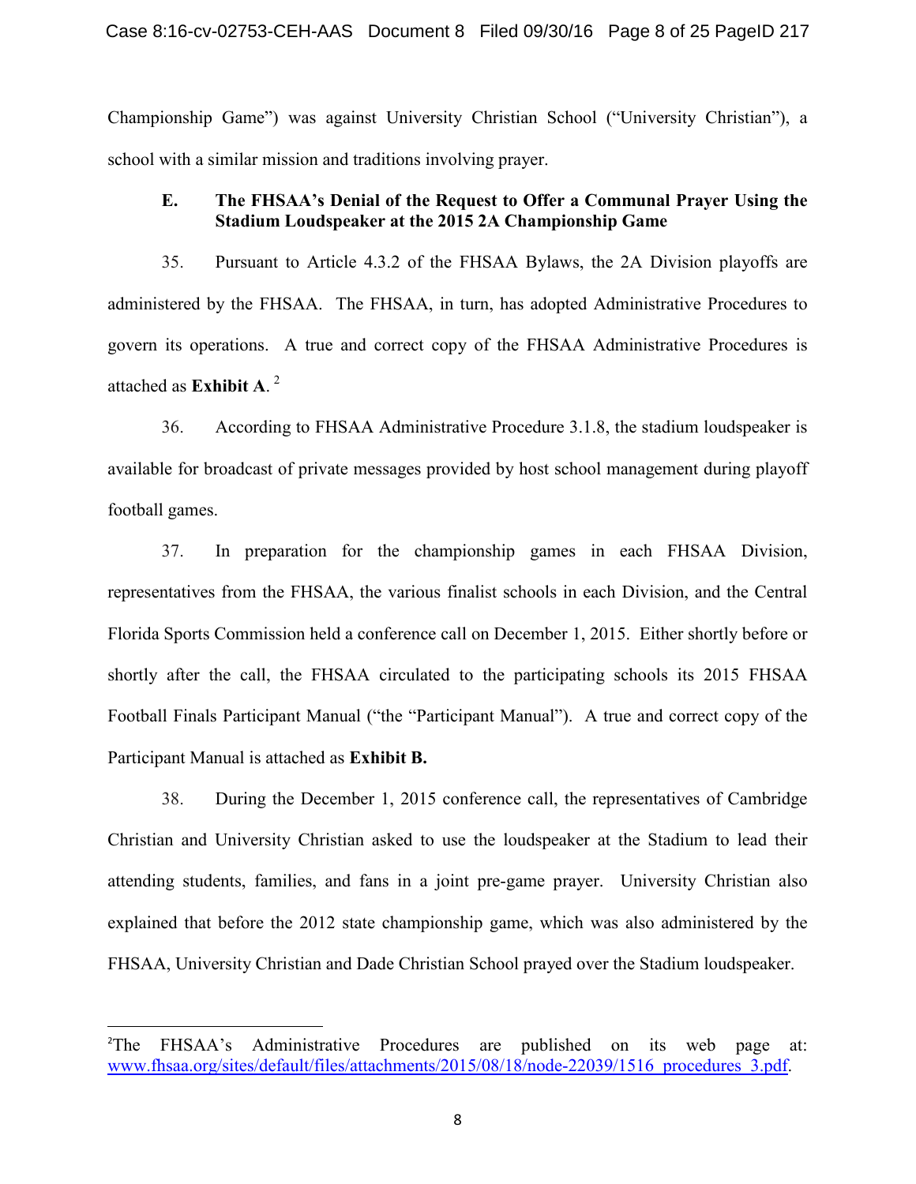Championship Game") was against University Christian School ("University Christian"), a school with a similar mission and traditions involving prayer.

### E. The FHSAA's Denial of the Request to Offer a Communal Prayer Using the Stadium Loudspeaker at the 2015 2A Championship Game

35. Pursuant to Article 4.3.2 of the FHSAA Bylaws, the 2A Division playoffs are administered by the FHSAA. The FHSAA, in turn, has adopted Administrative Procedures to govern its operations. A true and correct copy of the FHSAA Administrative Procedures is attached as **Exhibit A**. [2]

36. According to FHSAA Administrative Procedure 3.1.8, the stadium loudspeaker is available for broadcast of private messages provided by host school management during playoff football games.

37. In preparation for the championship games in each FHSAA Division, representatives from the FHSAA, the various finalist schools in each Division, and the Central Florida Sports Commission held a conference call on December 1, 2015. Either shortly before or shortly after the call, the FHSAA circulated to the participating schools its 2015 FHSAA Football Finals Participant Manual ("the "Participant Manual"). A true and correct copy of the Participant Manual is attached as **Exhibit B.**

38. During the December 1, 2015 conference call, the representatives of Cambridge Christian and University Christian asked to use the loudspeaker at the Stadium to lead their attending students, families, and fans in a joint pre-game prayer. University Christian also explained that before the 2012 state championship game, which was also administered by the FHSAA, University Christian and Dade Christian School prayed over the Stadium loudspeaker.

---

[2] The FHSAA's Administrative Procedures are published on its web page at: www.fhsaa.org/sites/default/files/attachments/2015/08/18/node-22039/1516_procedures_3.pdf.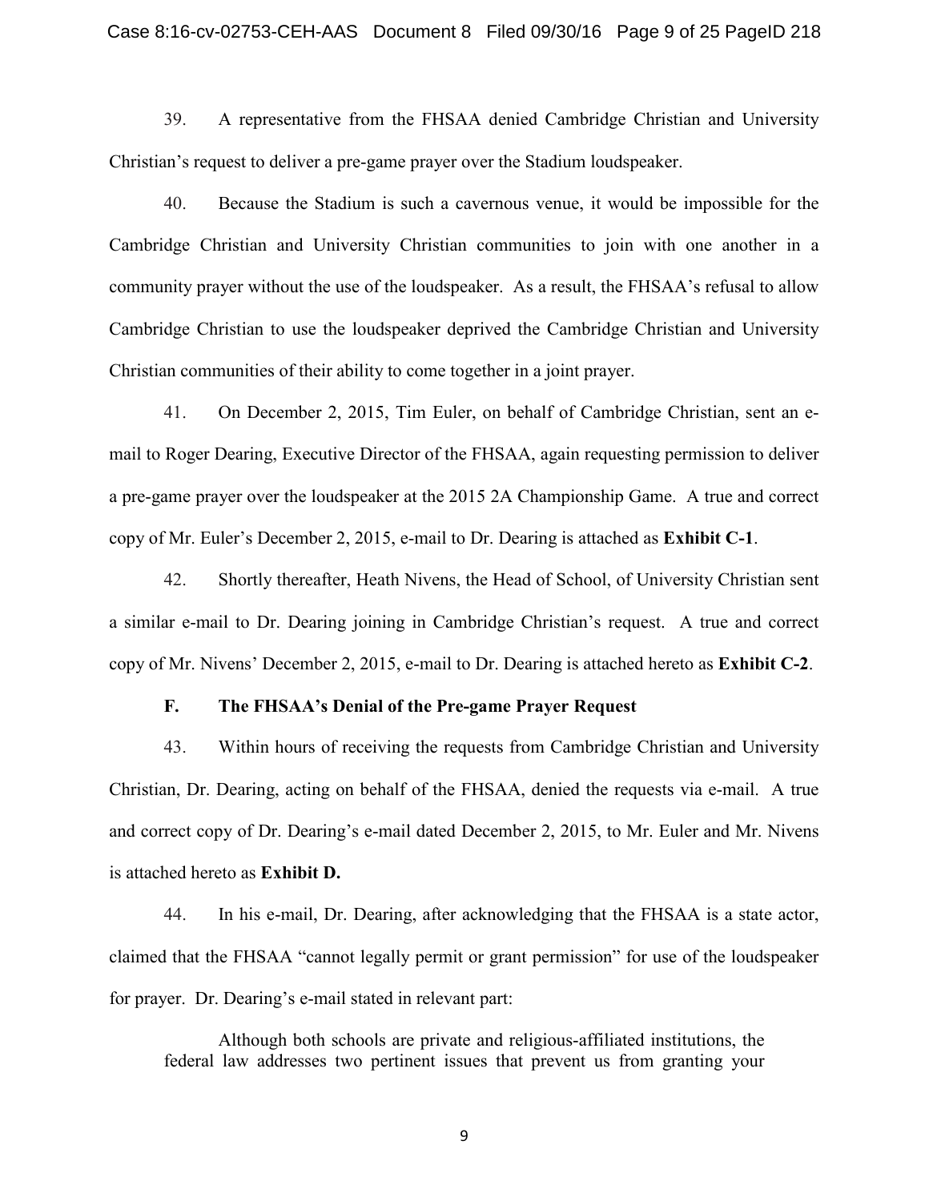39. A representative from the FHSAA denied Cambridge Christian and University Christian's request to deliver a pre-game prayer over the Stadium loudspeaker.

40. Because the Stadium is such a cavernous venue, it would be impossible for the Cambridge Christian and University Christian communities to join with one another in a community prayer without the use of the loudspeaker. As a result, the FHSAA's refusal to allow Cambridge Christian to use the loudspeaker deprived the Cambridge Christian and University Christian communities of their ability to come together in a joint prayer.

41. On December 2, 2015, Tim Euler, on behalf of Cambridge Christian, sent an e-mail to Roger Dearing, Executive Director of the FHSAA, again requesting permission to deliver a pre-game prayer over the loudspeaker at the 2015 2A Championship Game. A true and correct copy of Mr. Euler's December 2, 2015, e-mail to Dr. Dearing is attached as **Exhibit C-1**.

42. Shortly thereafter, Heath Nivens, the Head of School, of University Christian sent a similar e-mail to Dr. Dearing joining in Cambridge Christian's request. A true and correct copy of Mr. Nivens' December 2, 2015, e-mail to Dr. Dearing is attached hereto as **Exhibit C-2**.

### F. The FHSAA's Denial of the Pre-game Prayer Request

43. Within hours of receiving the requests from Cambridge Christian and University Christian, Dr. Dearing, acting on behalf of the FHSAA, denied the requests via e-mail. A true and correct copy of Dr. Dearing's e-mail dated December 2, 2015, to Mr. Euler and Mr. Nivens is attached hereto as **Exhibit D.**

44. In his e-mail, Dr. Dearing, after acknowledging that the FHSAA is a state actor, claimed that the FHSAA "cannot legally permit or grant permission" for use of the loudspeaker for prayer. Dr. Dearing's e-mail stated in relevant part:

> Although both schools are private and religious-affiliated institutions, the federal law addresses two pertinent issues that prevent us from granting your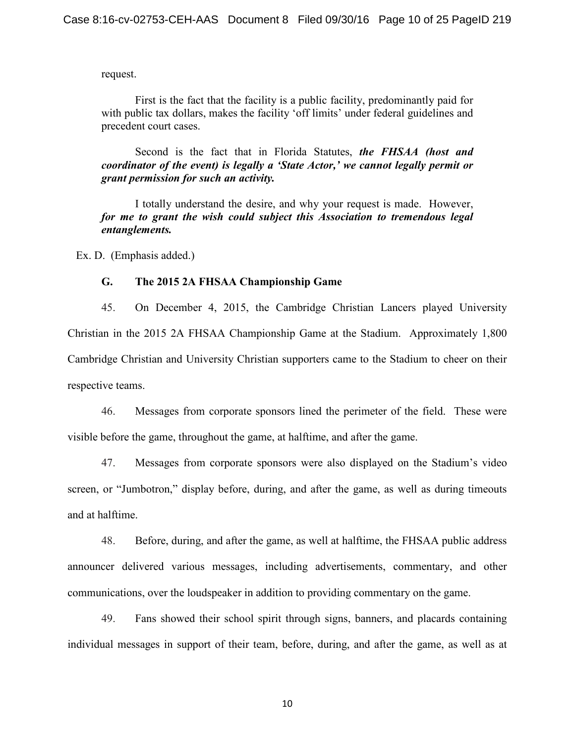request.

> First is the fact that the facility is a public facility, predominantly paid for with public tax dollars, makes the facility 'off limits' under federal guidelines and precedent court cases.
>
> Second is the fact that in Florida Statutes, ***the FHSAA (host and coordinator of the event) is legally a 'State Actor,' we cannot legally permit or grant permission for such an activity.***
>
> I totally understand the desire, and why your request is made. However, ***for me to grant the wish could subject this Association to tremendous legal entanglements.***

Ex. D. (Emphasis added.)

### G. The 2015 2A FHSAA Championship Game

45. On December 4, 2015, the Cambridge Christian Lancers played University Christian in the 2015 2A FHSAA Championship Game at the Stadium. Approximately 1,800 Cambridge Christian and University Christian supporters came to the Stadium to cheer on their respective teams.

46. Messages from corporate sponsors lined the perimeter of the field. These were visible before the game, throughout the game, at halftime, and after the game.

47. Messages from corporate sponsors were also displayed on the Stadium's video screen, or "Jumbotron," display before, during, and after the game, as well as during timeouts and at halftime.

48. Before, during, and after the game, as well at halftime, the FHSAA public address announcer delivered various messages, including advertisements, commentary, and other communications, over the loudspeaker in addition to providing commentary on the game.

49. Fans showed their school spirit through signs, banners, and placards containing individual messages in support of their team, before, during, and after the game, as well as at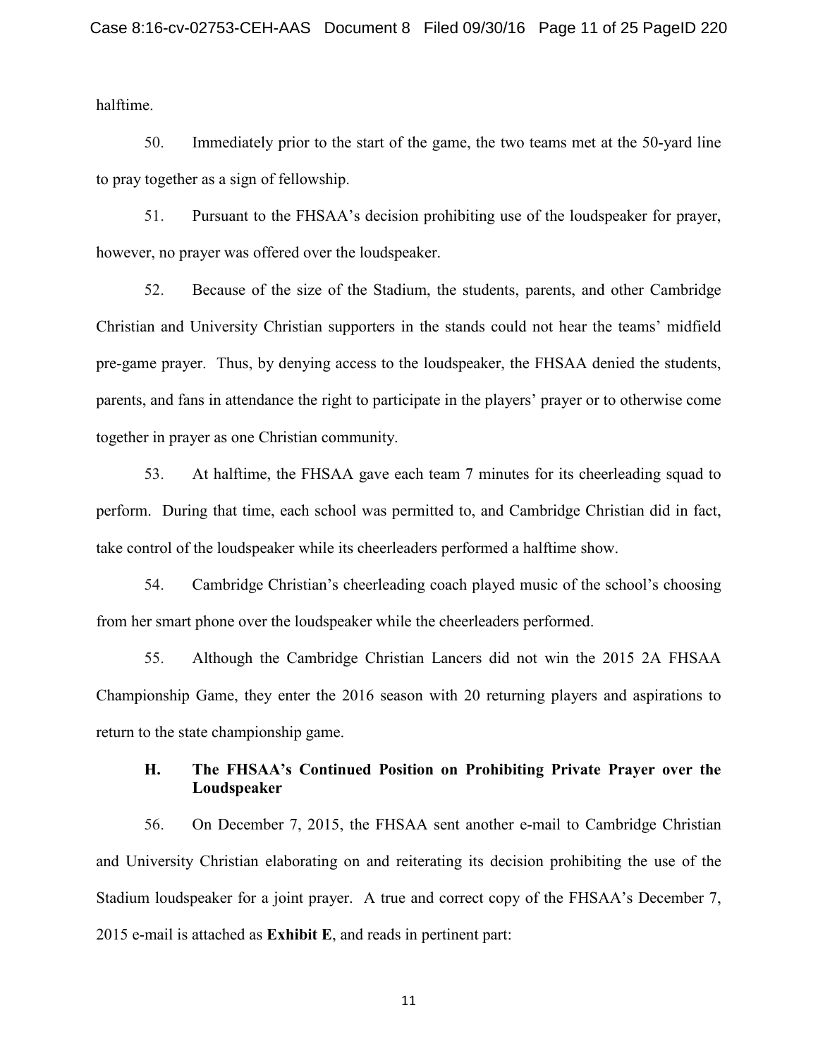halftime.

50. Immediately prior to the start of the game, the two teams met at the 50-yard line to pray together as a sign of fellowship.

51. Pursuant to the FHSAA's decision prohibiting use of the loudspeaker for prayer, however, no prayer was offered over the loudspeaker.

52. Because of the size of the Stadium, the students, parents, and other Cambridge Christian and University Christian supporters in the stands could not hear the teams' midfield pre-game prayer. Thus, by denying access to the loudspeaker, the FHSAA denied the students, parents, and fans in attendance the right to participate in the players' prayer or to otherwise come together in prayer as one Christian community.

53. At halftime, the FHSAA gave each team 7 minutes for its cheerleading squad to perform. During that time, each school was permitted to, and Cambridge Christian did in fact, take control of the loudspeaker while its cheerleaders performed a halftime show.

54. Cambridge Christian's cheerleading coach played music of the school's choosing from her smart phone over the loudspeaker while the cheerleaders performed.

55. Although the Cambridge Christian Lancers did not win the 2015 2A FHSAA Championship Game, they enter the 2016 season with 20 returning players and aspirations to return to the state championship game.

### H. The FHSAA's Continued Position on Prohibiting Private Prayer over the Loudspeaker

56. On December 7, 2015, the FHSAA sent another e-mail to Cambridge Christian and University Christian elaborating on and reiterating its decision prohibiting the use of the Stadium loudspeaker for a joint prayer. A true and correct copy of the FHSAA's December 7, 2015 e-mail is attached as **Exhibit E**, and reads in pertinent part: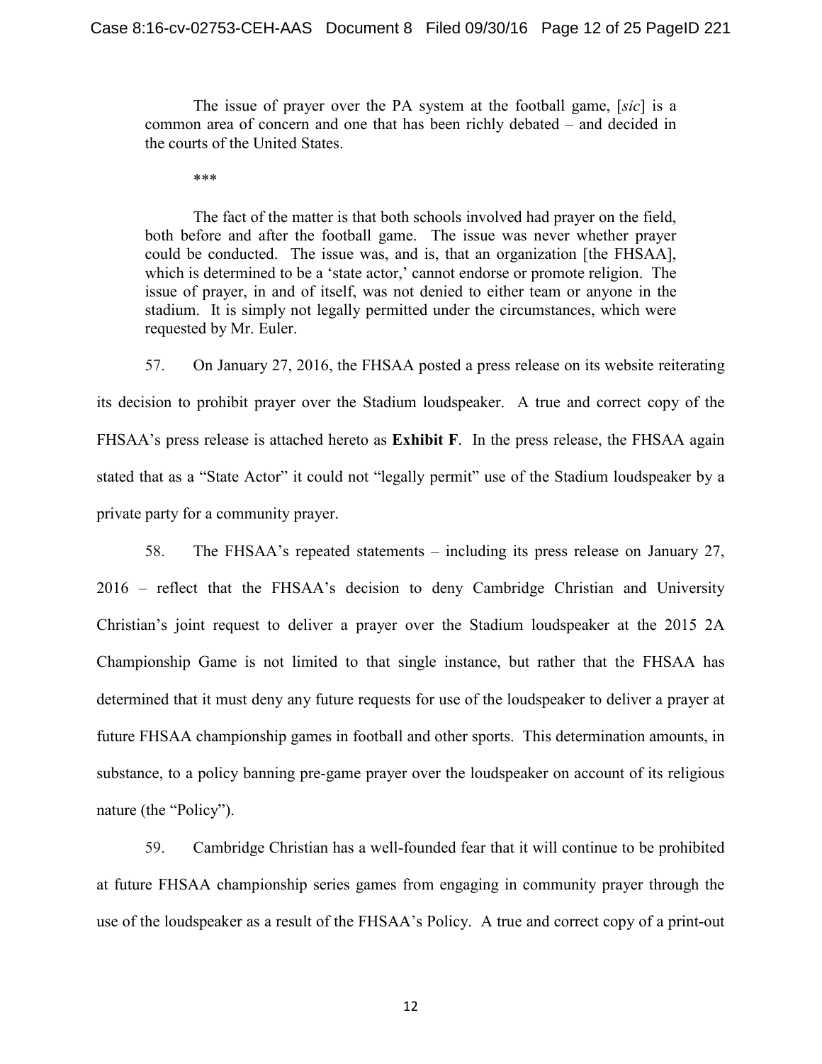> The issue of prayer over the PA system at the football game, [*sic*] is a common area of concern and one that has been richly debated – and decided in the courts of the United States.
>
> \*\*\*
>
> The fact of the matter is that both schools involved had prayer on the field, both before and after the football game. The issue was never whether prayer could be conducted. The issue was, and is, that an organization [the FHSAA], which is determined to be a 'state actor,' cannot endorse or promote religion. The issue of prayer, in and of itself, was not denied to either team or anyone in the stadium. It is simply not legally permitted under the circumstances, which were requested by Mr. Euler.

57. On January 27, 2016, the FHSAA posted a press release on its website reiterating its decision to prohibit prayer over the Stadium loudspeaker. A true and correct copy of the FHSAA's press release is attached hereto as **Exhibit F**. In the press release, the FHSAA again stated that as a "State Actor" it could not "legally permit" use of the Stadium loudspeaker by a private party for a community prayer.

58. The FHSAA's repeated statements – including its press release on January 27, 2016 – reflect that the FHSAA's decision to deny Cambridge Christian and University Christian's joint request to deliver a prayer over the Stadium loudspeaker at the 2015 2A Championship Game is not limited to that single instance, but rather that the FHSAA has determined that it must deny any future requests for use of the loudspeaker to deliver a prayer at future FHSAA championship games in football and other sports. This determination amounts, in substance, to a policy banning pre-game prayer over the loudspeaker on account of its religious nature (the "Policy").

59. Cambridge Christian has a well-founded fear that it will continue to be prohibited at future FHSAA championship series games from engaging in community prayer through the use of the loudspeaker as a result of the FHSAA's Policy. A true and correct copy of a print-out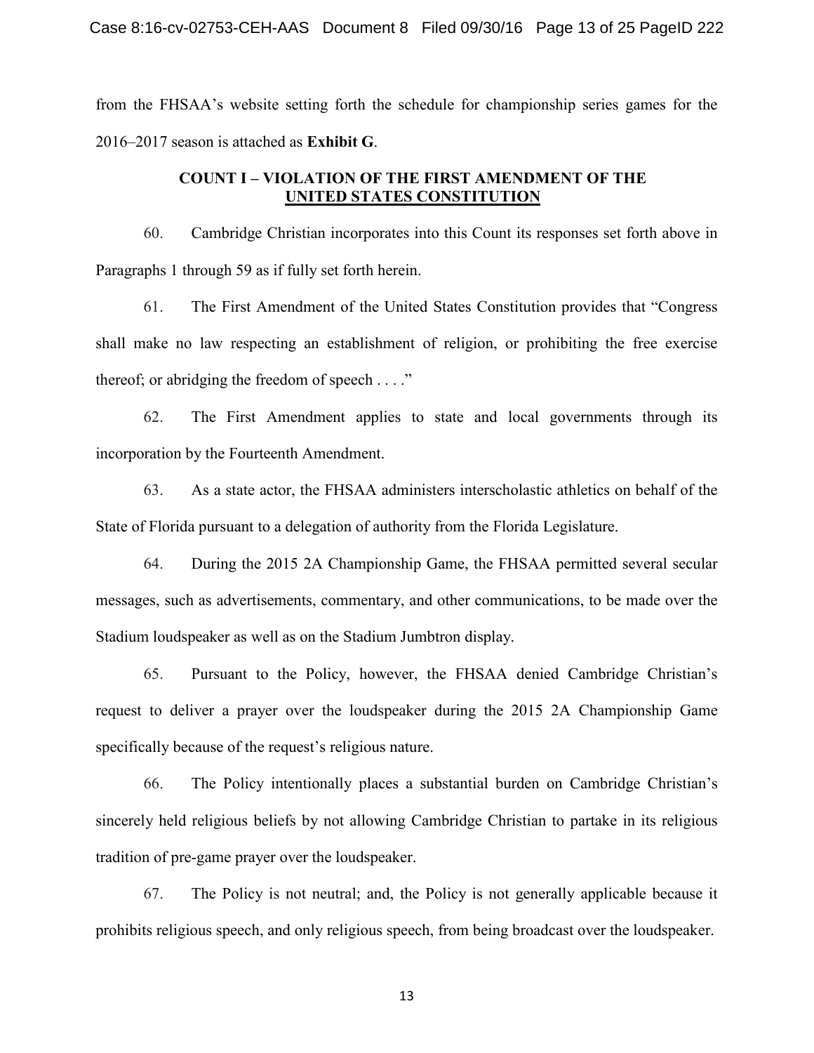from the FHSAA's website setting forth the schedule for championship series games for the 2016–2017 season is attached as **Exhibit G**.

## COUNT I – VIOLATION OF THE FIRST AMENDMENT OF THE UNITED STATES CONSTITUTION

60. Cambridge Christian incorporates into this Count its responses set forth above in Paragraphs 1 through 59 as if fully set forth herein.

61. The First Amendment of the United States Constitution provides that "Congress shall make no law respecting an establishment of religion, or prohibiting the free exercise thereof; or abridging the freedom of speech . . . ."

62. The First Amendment applies to state and local governments through its incorporation by the Fourteenth Amendment.

63. As a state actor, the FHSAA administers interscholastic athletics on behalf of the State of Florida pursuant to a delegation of authority from the Florida Legislature.

64. During the 2015 2A Championship Game, the FHSAA permitted several secular messages, such as advertisements, commentary, and other communications, to be made over the Stadium loudspeaker as well as on the Stadium Jumbtron display.

65. Pursuant to the Policy, however, the FHSAA denied Cambridge Christian's request to deliver a prayer over the loudspeaker during the 2015 2A Championship Game specifically because of the request's religious nature.

66. The Policy intentionally places a substantial burden on Cambridge Christian's sincerely held religious beliefs by not allowing Cambridge Christian to partake in its religious tradition of pre-game prayer over the loudspeaker.

67. The Policy is not neutral; and, the Policy is not generally applicable because it prohibits religious speech, and only religious speech, from being broadcast over the loudspeaker.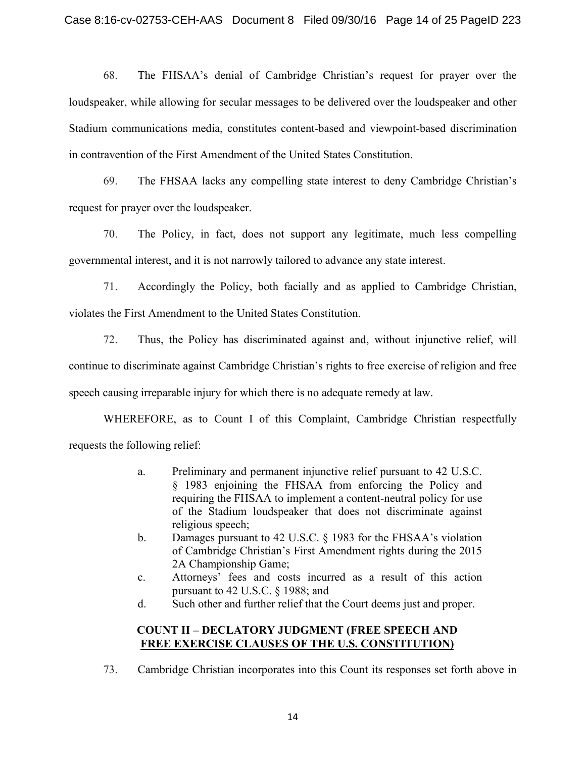68. The FHSAA's denial of Cambridge Christian's request for prayer over the loudspeaker, while allowing for secular messages to be delivered over the loudspeaker and other Stadium communications media, constitutes content-based and viewpoint-based discrimination in contravention of the First Amendment of the United States Constitution.

69. The FHSAA lacks any compelling state interest to deny Cambridge Christian's request for prayer over the loudspeaker.

70. The Policy, in fact, does not support any legitimate, much less compelling governmental interest, and it is not narrowly tailored to advance any state interest.

71. Accordingly the Policy, both facially and as applied to Cambridge Christian, violates the First Amendment to the United States Constitution.

72. Thus, the Policy has discriminated against and, without injunctive relief, will continue to discriminate against Cambridge Christian's rights to free exercise of religion and free speech causing irreparable injury for which there is no adequate remedy at law.

WHEREFORE, as to Count I of this Complaint, Cambridge Christian respectfully requests the following relief:

a. Preliminary and permanent injunctive relief pursuant to 42 U.S.C. § 1983 enjoining the FHSAA from enforcing the Policy and requiring the FHSAA to implement a content-neutral policy for use of the Stadium loudspeaker that does not discriminate against religious speech;
b. Damages pursuant to 42 U.S.C. § 1983 for the FHSAA's violation of Cambridge Christian's First Amendment rights during the 2015 2A Championship Game;
c. Attorneys' fees and costs incurred as a result of this action pursuant to 42 U.S.C. § 1988; and
d. Such other and further relief that the Court deems just and proper.

## COUNT II – DECLARATORY JUDGMENT (FREE SPEECH AND FREE EXERCISE CLAUSES OF THE U.S. CONSTITUTION)

73. Cambridge Christian incorporates into this Count its responses set forth above in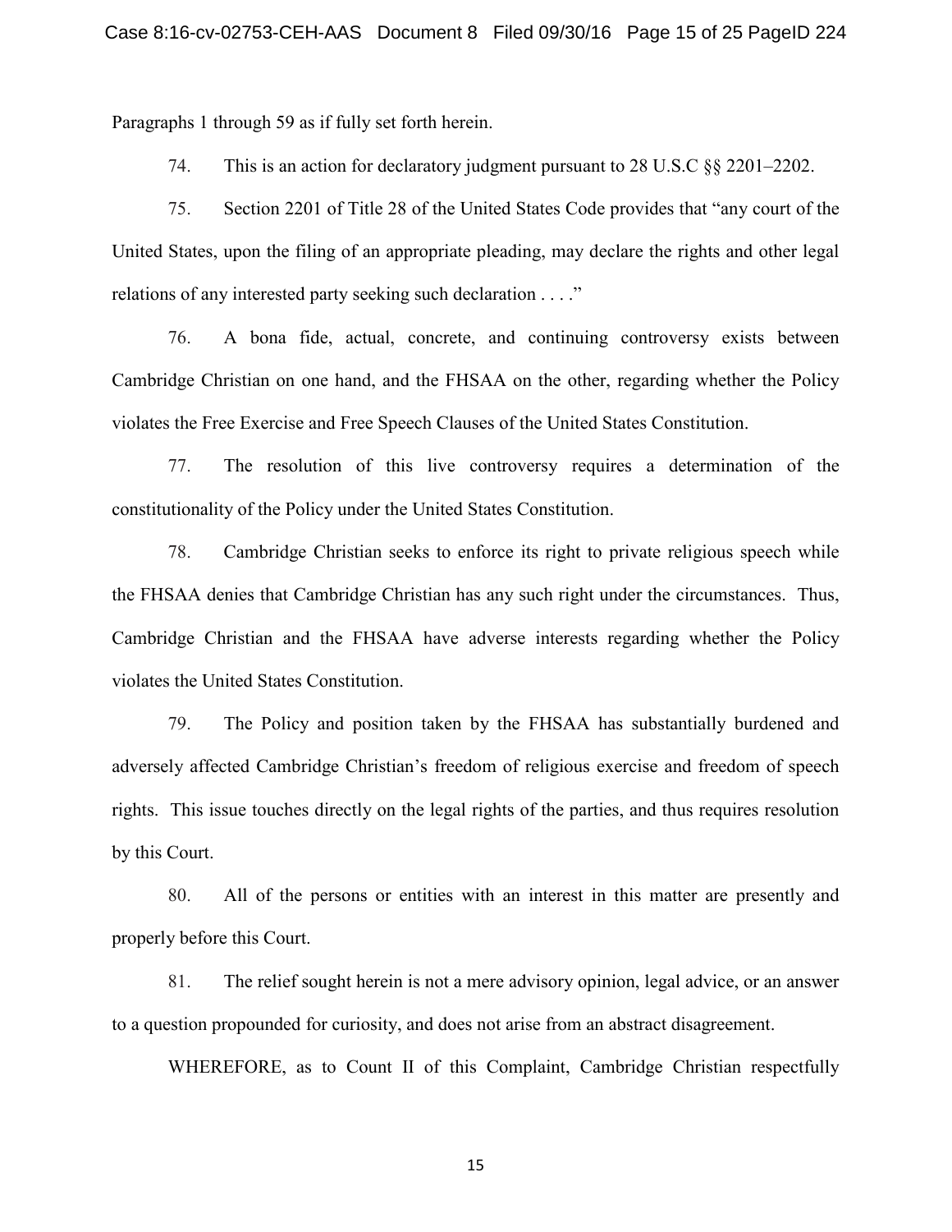Paragraphs 1 through 59 as if fully set forth herein.

74. This is an action for declaratory judgment pursuant to 28 U.S.C §§ 2201–2202.

75. Section 2201 of Title 28 of the United States Code provides that "any court of the United States, upon the filing of an appropriate pleading, may declare the rights and other legal relations of any interested party seeking such declaration . . . ."

76. A bona fide, actual, concrete, and continuing controversy exists between Cambridge Christian on one hand, and the FHSAA on the other, regarding whether the Policy violates the Free Exercise and Free Speech Clauses of the United States Constitution.

77. The resolution of this live controversy requires a determination of the constitutionality of the Policy under the United States Constitution.

78. Cambridge Christian seeks to enforce its right to private religious speech while the FHSAA denies that Cambridge Christian has any such right under the circumstances. Thus, Cambridge Christian and the FHSAA have adverse interests regarding whether the Policy violates the United States Constitution.

79. The Policy and position taken by the FHSAA has substantially burdened and adversely affected Cambridge Christian's freedom of religious exercise and freedom of speech rights. This issue touches directly on the legal rights of the parties, and thus requires resolution by this Court.

80. All of the persons or entities with an interest in this matter are presently and properly before this Court.

81. The relief sought herein is not a mere advisory opinion, legal advice, or an answer to a question propounded for curiosity, and does not arise from an abstract disagreement.

WHEREFORE, as to Count II of this Complaint, Cambridge Christian respectfully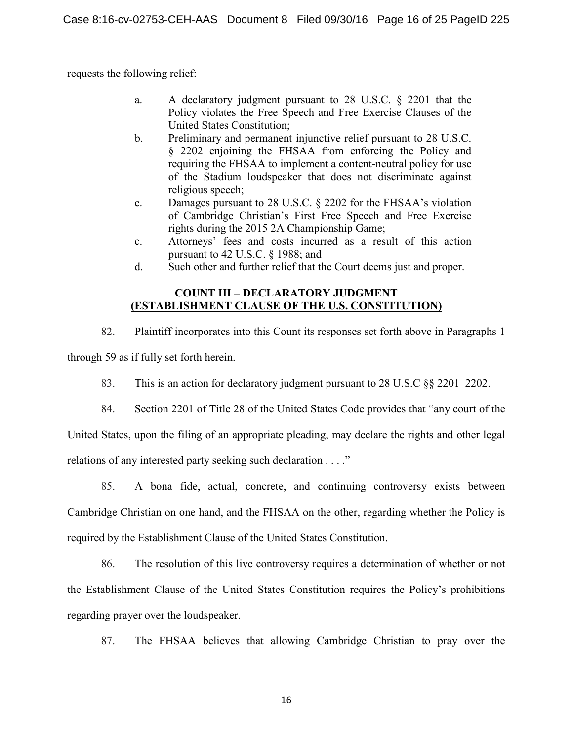requests the following relief:

a. A declaratory judgment pursuant to 28 U.S.C. § 2201 that the Policy violates the Free Speech and Free Exercise Clauses of the United States Constitution;

b. Preliminary and permanent injunctive relief pursuant to 28 U.S.C. § 2202 enjoining the FHSAA from enforcing the Policy and requiring the FHSAA to implement a content-neutral policy for use of the Stadium loudspeaker that does not discriminate against religious speech;

e. Damages pursuant to 28 U.S.C. § 2202 for the FHSAA's violation of Cambridge Christian's First Free Speech and Free Exercise rights during the 2015 2A Championship Game;

c. Attorneys' fees and costs incurred as a result of this action pursuant to 42 U.S.C. § 1988; and

d. Such other and further relief that the Court deems just and proper.

## COUNT III – DECLARATORY JUDGMENT (ESTABLISHMENT CLAUSE OF THE U.S. CONSTITUTION)

82. Plaintiff incorporates into this Count its responses set forth above in Paragraphs 1 through 59 as if fully set forth herein.

83. This is an action for declaratory judgment pursuant to 28 U.S.C §§ 2201–2202.

84. Section 2201 of Title 28 of the United States Code provides that "any court of the United States, upon the filing of an appropriate pleading, may declare the rights and other legal relations of any interested party seeking such declaration . . . ."

85. A bona fide, actual, concrete, and continuing controversy exists between Cambridge Christian on one hand, and the FHSAA on the other, regarding whether the Policy is required by the Establishment Clause of the United States Constitution.

86. The resolution of this live controversy requires a determination of whether or not the Establishment Clause of the United States Constitution requires the Policy's prohibitions regarding prayer over the loudspeaker.

87. The FHSAA believes that allowing Cambridge Christian to pray over the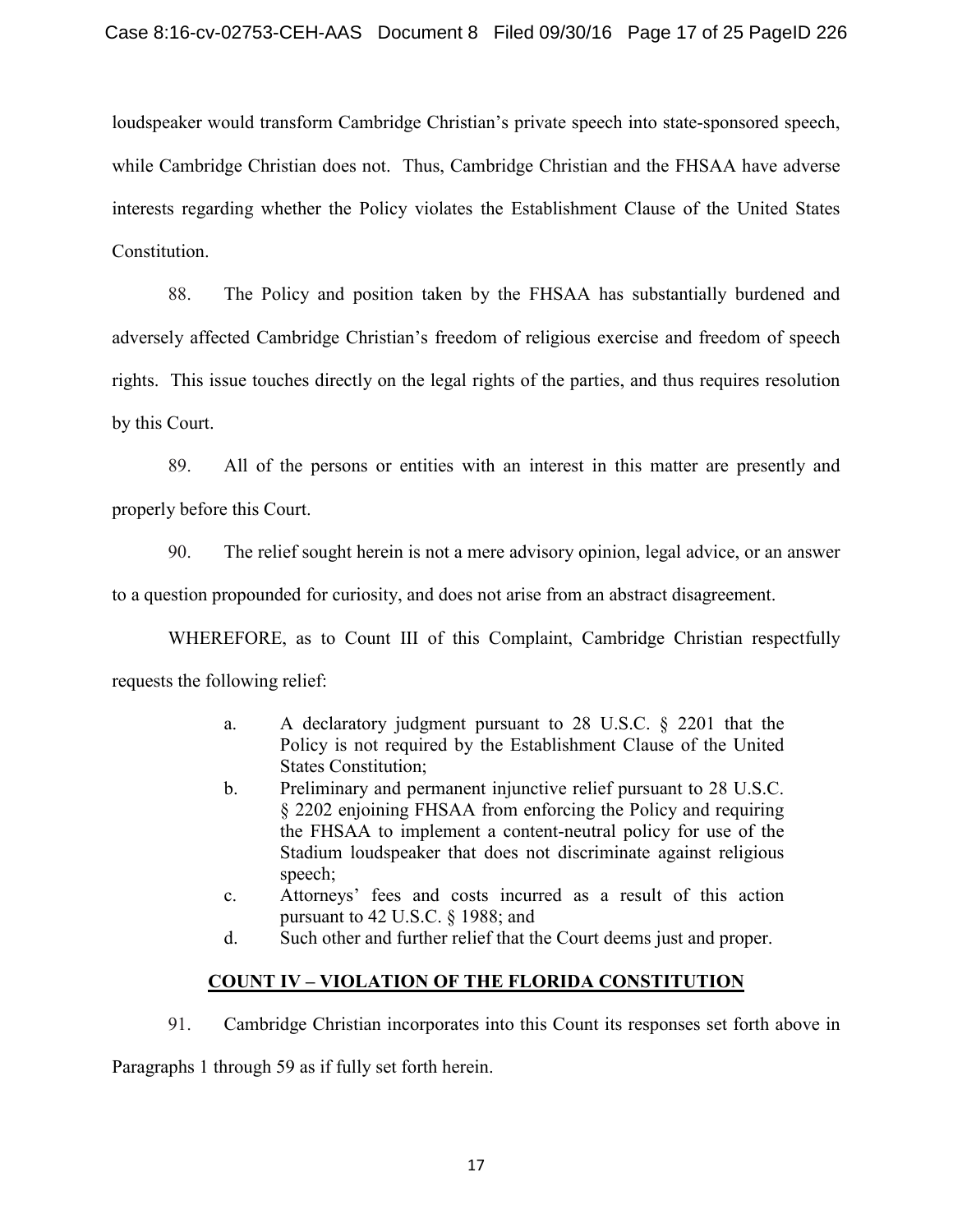loudspeaker would transform Cambridge Christian's private speech into state-sponsored speech, while Cambridge Christian does not. Thus, Cambridge Christian and the FHSAA have adverse interests regarding whether the Policy violates the Establishment Clause of the United States Constitution.

88. The Policy and position taken by the FHSAA has substantially burdened and adversely affected Cambridge Christian's freedom of religious exercise and freedom of speech rights. This issue touches directly on the legal rights of the parties, and thus requires resolution by this Court.

89. All of the persons or entities with an interest in this matter are presently and properly before this Court.

90. The relief sought herein is not a mere advisory opinion, legal advice, or an answer to a question propounded for curiosity, and does not arise from an abstract disagreement.

WHEREFORE, as to Count III of this Complaint, Cambridge Christian respectfully requests the following relief:

a. A declaratory judgment pursuant to 28 U.S.C. § 2201 that the Policy is not required by the Establishment Clause of the United States Constitution;

b. Preliminary and permanent injunctive relief pursuant to 28 U.S.C. § 2202 enjoining FHSAA from enforcing the Policy and requiring the FHSAA to implement a content-neutral policy for use of the Stadium loudspeaker that does not discriminate against religious speech;

c. Attorneys' fees and costs incurred as a result of this action pursuant to 42 U.S.C. § 1988; and

d. Such other and further relief that the Court deems just and proper.

## <u>COUNT IV – VIOLATION OF THE FLORIDA CONSTITUTION</u>

91. Cambridge Christian incorporates into this Count its responses set forth above in Paragraphs 1 through 59 as if fully set forth herein.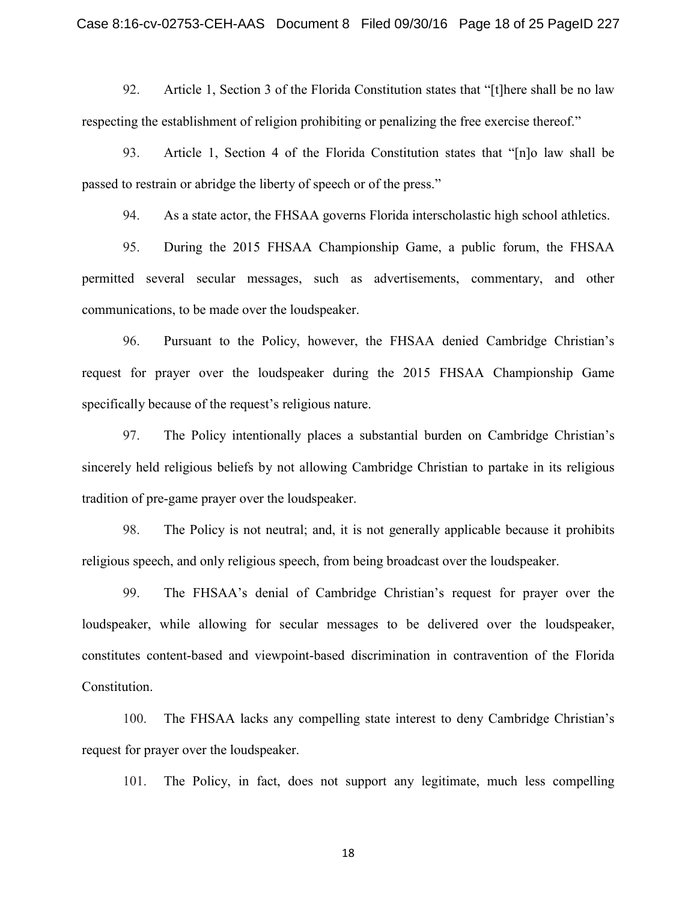92. Article 1, Section 3 of the Florida Constitution states that "[t]here shall be no law respecting the establishment of religion prohibiting or penalizing the free exercise thereof."

93. Article 1, Section 4 of the Florida Constitution states that "[n]o law shall be passed to restrain or abridge the liberty of speech or of the press."

94. As a state actor, the FHSAA governs Florida interscholastic high school athletics.

95. During the 2015 FHSAA Championship Game, a public forum, the FHSAA permitted several secular messages, such as advertisements, commentary, and other communications, to be made over the loudspeaker.

96. Pursuant to the Policy, however, the FHSAA denied Cambridge Christian's request for prayer over the loudspeaker during the 2015 FHSAA Championship Game specifically because of the request's religious nature.

97. The Policy intentionally places a substantial burden on Cambridge Christian's sincerely held religious beliefs by not allowing Cambridge Christian to partake in its religious tradition of pre-game prayer over the loudspeaker.

98. The Policy is not neutral; and, it is not generally applicable because it prohibits religious speech, and only religious speech, from being broadcast over the loudspeaker.

99. The FHSAA's denial of Cambridge Christian's request for prayer over the loudspeaker, while allowing for secular messages to be delivered over the loudspeaker, constitutes content-based and viewpoint-based discrimination in contravention of the Florida Constitution.

100. The FHSAA lacks any compelling state interest to deny Cambridge Christian's request for prayer over the loudspeaker.

101. The Policy, in fact, does not support any legitimate, much less compelling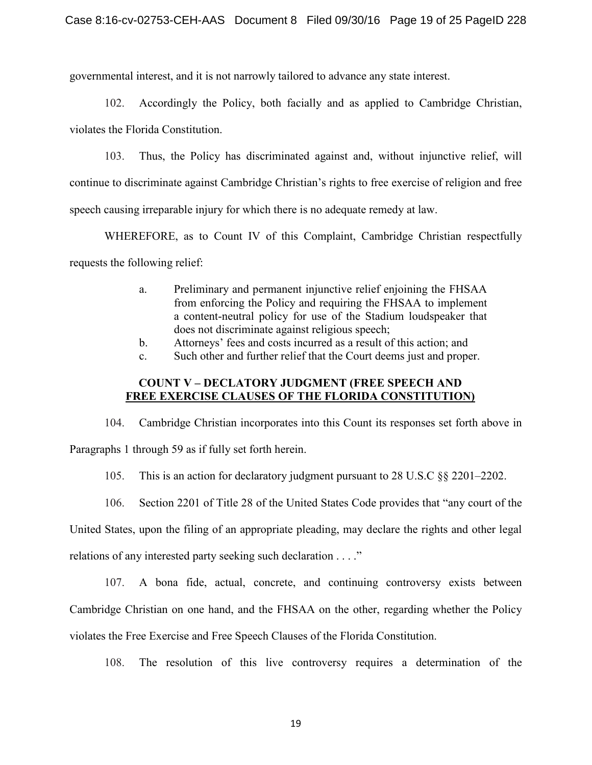governmental interest, and it is not narrowly tailored to advance any state interest.

102. Accordingly the Policy, both facially and as applied to Cambridge Christian, violates the Florida Constitution.

103. Thus, the Policy has discriminated against and, without injunctive relief, will continue to discriminate against Cambridge Christian's rights to free exercise of religion and free speech causing irreparable injury for which there is no adequate remedy at law.

WHEREFORE, as to Count IV of this Complaint, Cambridge Christian respectfully requests the following relief:

a. Preliminary and permanent injunctive relief enjoining the FHSAA from enforcing the Policy and requiring the FHSAA to implement a content-neutral policy for use of the Stadium loudspeaker that does not discriminate against religious speech;
b. Attorneys' fees and costs incurred as a result of this action; and
c. Such other and further relief that the Court deems just and proper.

**COUNT V – DECLARATORY JUDGMENT (FREE SPEECH AND FREE EXERCISE CLAUSES OF THE FLORIDA CONSTITUTION)**

104. Cambridge Christian incorporates into this Count its responses set forth above in Paragraphs 1 through 59 as if fully set forth herein.

105. This is an action for declaratory judgment pursuant to 28 U.S.C §§ 2201–2202.

106. Section 2201 of Title 28 of the United States Code provides that "any court of the United States, upon the filing of an appropriate pleading, may declare the rights and other legal relations of any interested party seeking such declaration . . . ."

107. A bona fide, actual, concrete, and continuing controversy exists between Cambridge Christian on one hand, and the FHSAA on the other, regarding whether the Policy violates the Free Exercise and Free Speech Clauses of the Florida Constitution.

108. The resolution of this live controversy requires a determination of the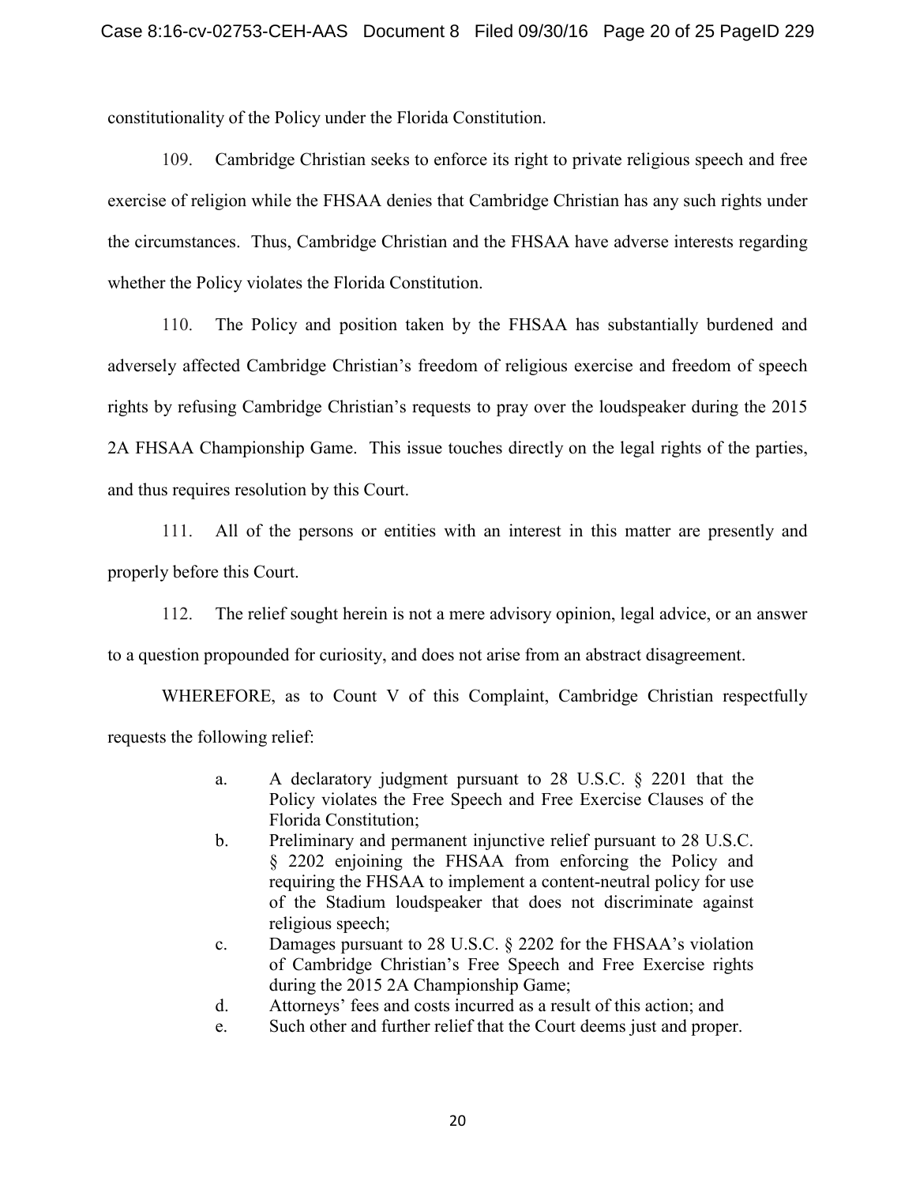constitutionality of the Policy under the Florida Constitution.

109. Cambridge Christian seeks to enforce its right to private religious speech and free exercise of religion while the FHSAA denies that Cambridge Christian has any such rights under the circumstances. Thus, Cambridge Christian and the FHSAA have adverse interests regarding whether the Policy violates the Florida Constitution.

110. The Policy and position taken by the FHSAA has substantially burdened and adversely affected Cambridge Christian's freedom of religious exercise and freedom of speech rights by refusing Cambridge Christian's requests to pray over the loudspeaker during the 2015 2A FHSAA Championship Game. This issue touches directly on the legal rights of the parties, and thus requires resolution by this Court.

111. All of the persons or entities with an interest in this matter are presently and properly before this Court.

112. The relief sought herein is not a mere advisory opinion, legal advice, or an answer to a question propounded for curiosity, and does not arise from an abstract disagreement.

WHEREFORE, as to Count V of this Complaint, Cambridge Christian respectfully requests the following relief:

a. A declaratory judgment pursuant to 28 U.S.C. § 2201 that the Policy violates the Free Speech and Free Exercise Clauses of the Florida Constitution;

b. Preliminary and permanent injunctive relief pursuant to 28 U.S.C. § 2202 enjoining the FHSAA from enforcing the Policy and requiring the FHSAA to implement a content-neutral policy for use of the Stadium loudspeaker that does not discriminate against religious speech;

c. Damages pursuant to 28 U.S.C. § 2202 for the FHSAA's violation of Cambridge Christian's Free Speech and Free Exercise rights during the 2015 2A Championship Game;

d. Attorneys' fees and costs incurred as a result of this action; and

e. Such other and further relief that the Court deems just and proper.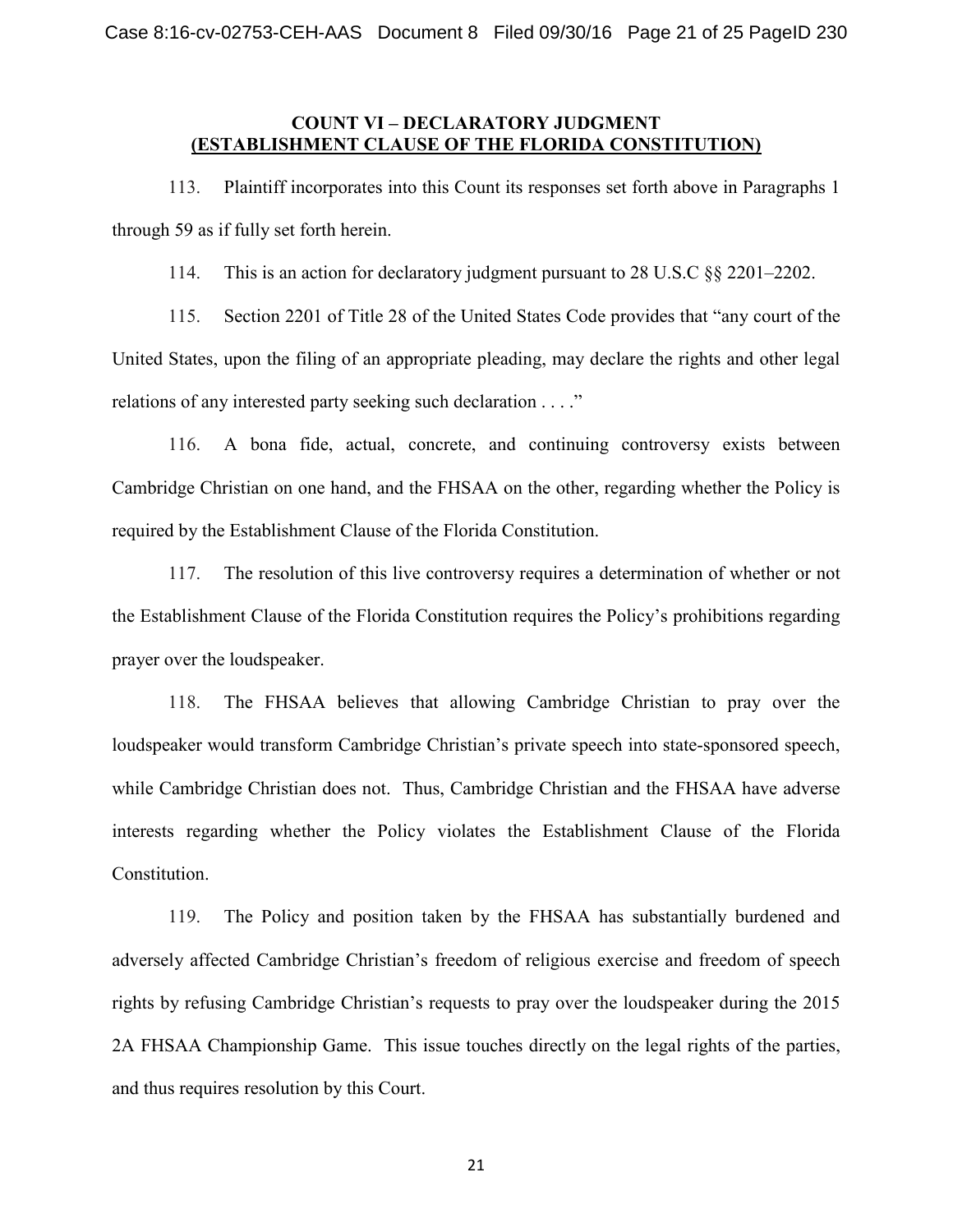## COUNT VI – DECLARATORY JUDGMENT
## (ESTABLISHMENT CLAUSE OF THE FLORIDA CONSTITUTION)

113. Plaintiff incorporates into this Count its responses set forth above in Paragraphs 1 through 59 as if fully set forth herein.

114. This is an action for declaratory judgment pursuant to 28 U.S.C §§ 2201–2202.

115. Section 2201 of Title 28 of the United States Code provides that "any court of the United States, upon the filing of an appropriate pleading, may declare the rights and other legal relations of any interested party seeking such declaration . . . ."

116. A bona fide, actual, concrete, and continuing controversy exists between Cambridge Christian on one hand, and the FHSAA on the other, regarding whether the Policy is required by the Establishment Clause of the Florida Constitution.

117. The resolution of this live controversy requires a determination of whether or not the Establishment Clause of the Florida Constitution requires the Policy's prohibitions regarding prayer over the loudspeaker.

118. The FHSAA believes that allowing Cambridge Christian to pray over the loudspeaker would transform Cambridge Christian's private speech into state-sponsored speech, while Cambridge Christian does not. Thus, Cambridge Christian and the FHSAA have adverse interests regarding whether the Policy violates the Establishment Clause of the Florida Constitution.

119. The Policy and position taken by the FHSAA has substantially burdened and adversely affected Cambridge Christian's freedom of religious exercise and freedom of speech rights by refusing Cambridge Christian's requests to pray over the loudspeaker during the 2015 2A FHSAA Championship Game. This issue touches directly on the legal rights of the parties, and thus requires resolution by this Court.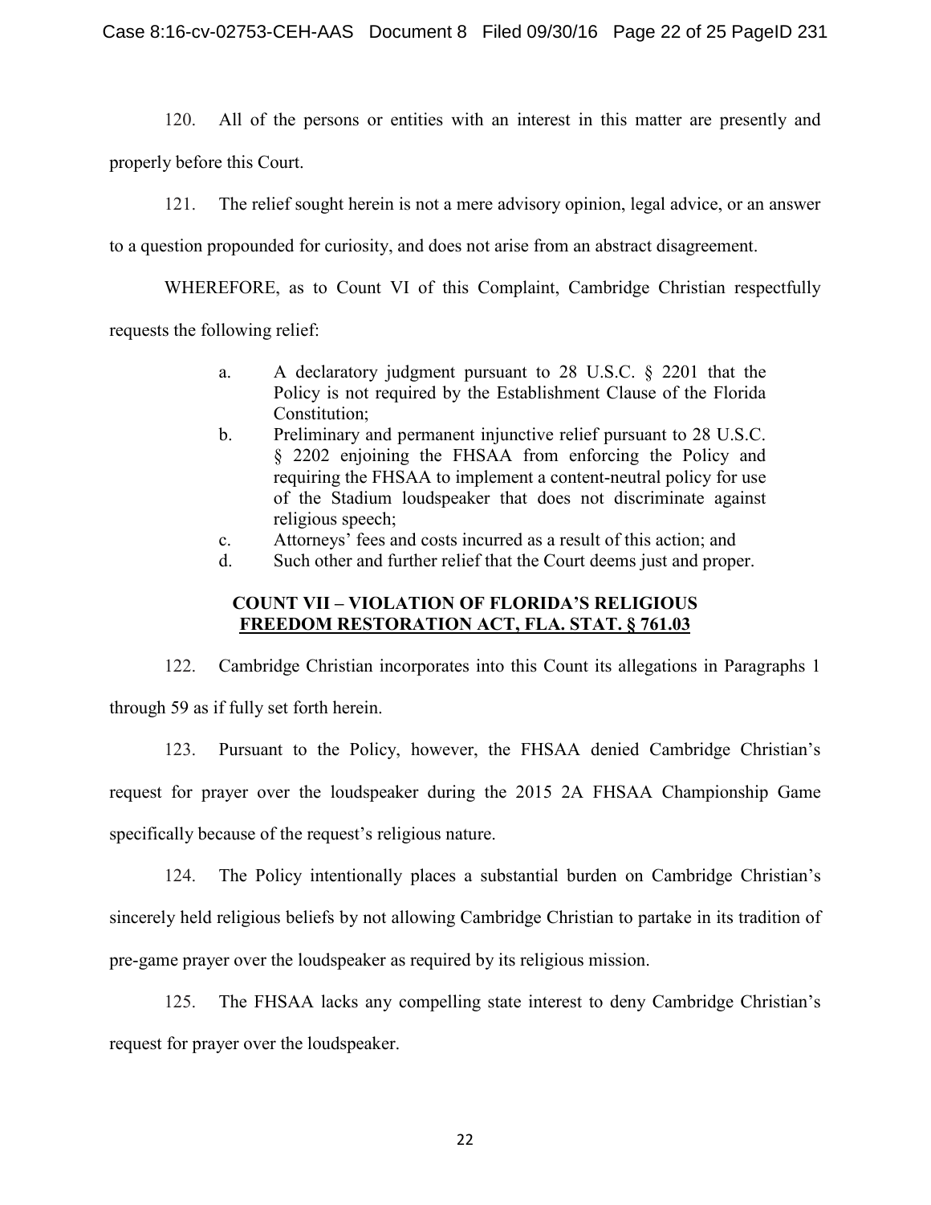120. All of the persons or entities with an interest in this matter are presently and properly before this Court.

121. The relief sought herein is not a mere advisory opinion, legal advice, or an answer to a question propounded for curiosity, and does not arise from an abstract disagreement.

WHEREFORE, as to Count VI of this Complaint, Cambridge Christian respectfully requests the following relief:

a. A declaratory judgment pursuant to 28 U.S.C. § 2201 that the Policy is not required by the Establishment Clause of the Florida Constitution;

b. Preliminary and permanent injunctive relief pursuant to 28 U.S.C. § 2202 enjoining the FHSAA from enforcing the Policy and requiring the FHSAA to implement a content-neutral policy for use of the Stadium loudspeaker that does not discriminate against religious speech;

c. Attorneys' fees and costs incurred as a result of this action; and

d. Such other and further relief that the Court deems just and proper.

## COUNT VII – VIOLATION OF FLORIDA'S RELIGIOUS FREEDOM RESTORATION ACT, FLA. STAT. § 761.03

122. Cambridge Christian incorporates into this Count its allegations in Paragraphs 1 through 59 as if fully set forth herein.

123. Pursuant to the Policy, however, the FHSAA denied Cambridge Christian's request for prayer over the loudspeaker during the 2015 2A FHSAA Championship Game specifically because of the request's religious nature.

124. The Policy intentionally places a substantial burden on Cambridge Christian's sincerely held religious beliefs by not allowing Cambridge Christian to partake in its tradition of pre-game prayer over the loudspeaker as required by its religious mission.

125. The FHSAA lacks any compelling state interest to deny Cambridge Christian's request for prayer over the loudspeaker.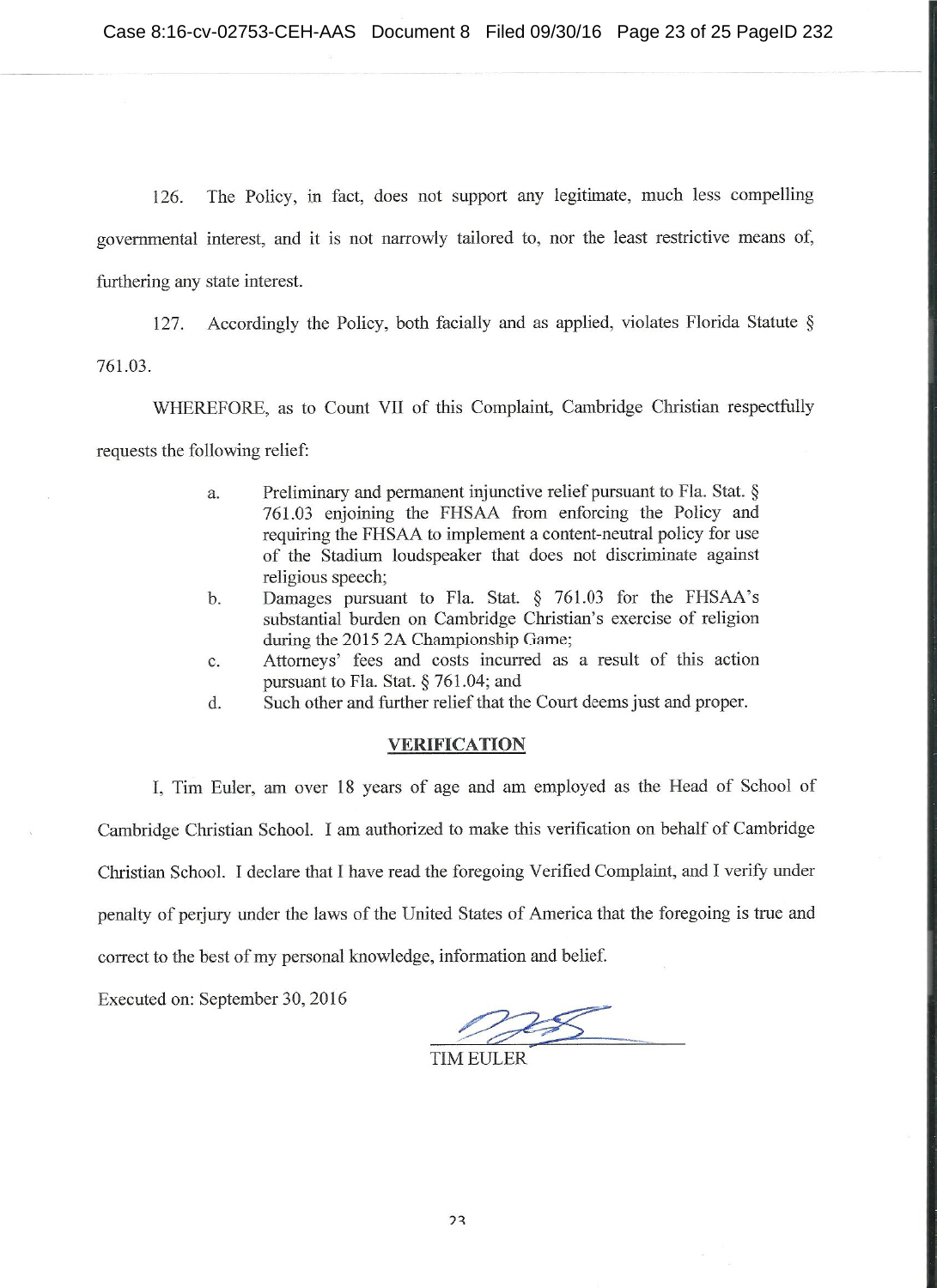126. The Policy, in fact, does not support any legitimate, much less compelling governmental interest, and it is not narrowly tailored to, nor the least restrictive means of, furthering any state interest.

127. Accordingly the Policy, both facially and as applied, violates Florida Statute § 761.03.

WHEREFORE, as to Count VII of this Complaint, Cambridge Christian respectfully requests the following relief:

a. Preliminary and permanent injunctive relief pursuant to Fla. Stat. § 761.03 enjoining the FHSAA from enforcing the Policy and requiring the FHSAA to implement a content-neutral policy for use of the Stadium loudspeaker that does not discriminate against religious speech;
b. Damages pursuant to Fla. Stat. § 761.03 for the FHSAA's substantial burden on Cambridge Christian's exercise of religion during the 2015 2A Championship Game;
c. Attorneys' fees and costs incurred as a result of this action pursuant to Fla. Stat. § 761.04; and
d. Such other and further relief that the Court deems just and proper.

**VERIFICATION**

I, Tim Euler, am over 18 years of age and am employed as the Head of School of Cambridge Christian School. I am authorized to make this verification on behalf of Cambridge Christian School. I declare that I have read the foregoing Verified Complaint, and I verify under penalty of perjury under the laws of the United States of America that the foregoing is true and correct to the best of my personal knowledge, information and belief.

Executed on: September 30, 2016

TIM EULER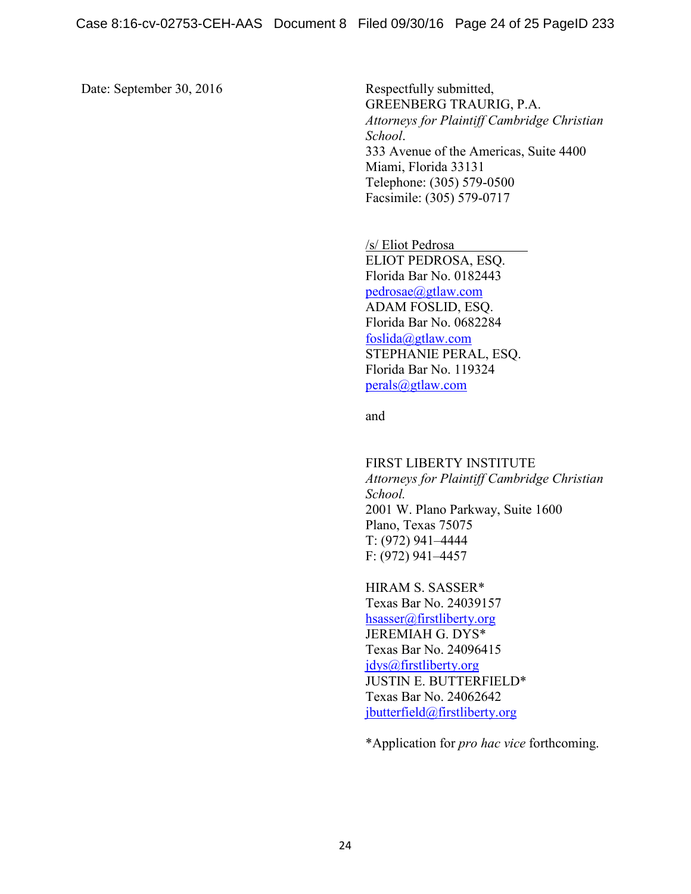Date: September 30, 2016

Respectfully submitted,
GREENBERG TRAURIG, P.A.
*Attorneys for Plaintiff Cambridge Christian School*.
333 Avenue of the Americas, Suite 4400
Miami, Florida 33131
Telephone: (305) 579-0500
Facsimile: (305) 579-0717

/s/ Eliot Pedrosa
ELIOT PEDROSA, ESQ.
Florida Bar No. 0182443
pedrosae@gtlaw.com
ADAM FOSLID, ESQ.
Florida Bar No. 0682284
foslida@gtlaw.com
STEPHANIE PERAL, ESQ.
Florida Bar No. 119324
perals@gtlaw.com

and

FIRST LIBERTY INSTITUTE
*Attorneys for Plaintiff Cambridge Christian School.*
2001 W. Plano Parkway, Suite 1600
Plano, Texas 75075
T: (972) 941–4444
F: (972) 941–4457

HIRAM S. SASSER*
Texas Bar No. 24039157
hsasser@firstliberty.org
JEREMIAH G. DYS*
Texas Bar No. 24096415
jdys@firstliberty.org
JUSTIN E. BUTTERFIELD*
Texas Bar No. 24062642
jbutterfield@firstliberty.org

*Application for *pro hac vice* forthcoming.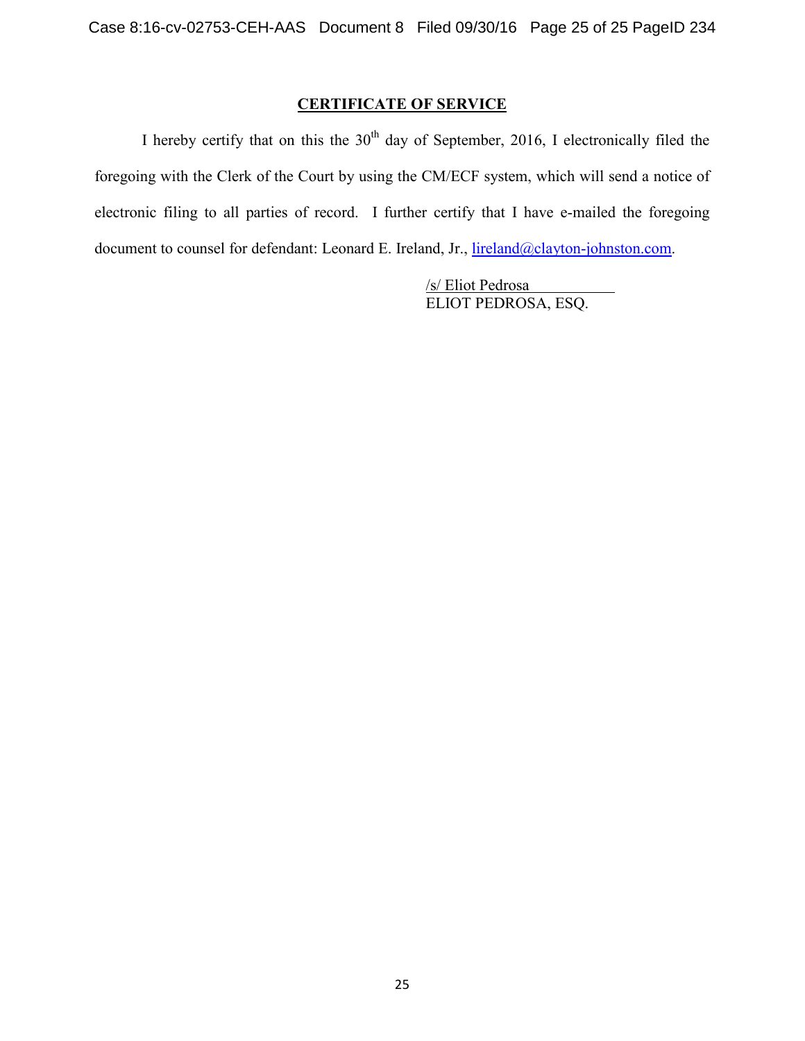## CERTIFICATE OF SERVICE

I hereby certify that on this the 30th day of September, 2016, I electronically filed the foregoing with the Clerk of the Court by using the CM/ECF system, which will send a notice of electronic filing to all parties of record. I further certify that I have e-mailed the foregoing document to counsel for defendant: Leonard E. Ireland, Jr., lireland@clayton-johnston.com.

/s/ Eliot Pedrosa
ELIOT PEDROSA, ESQ.